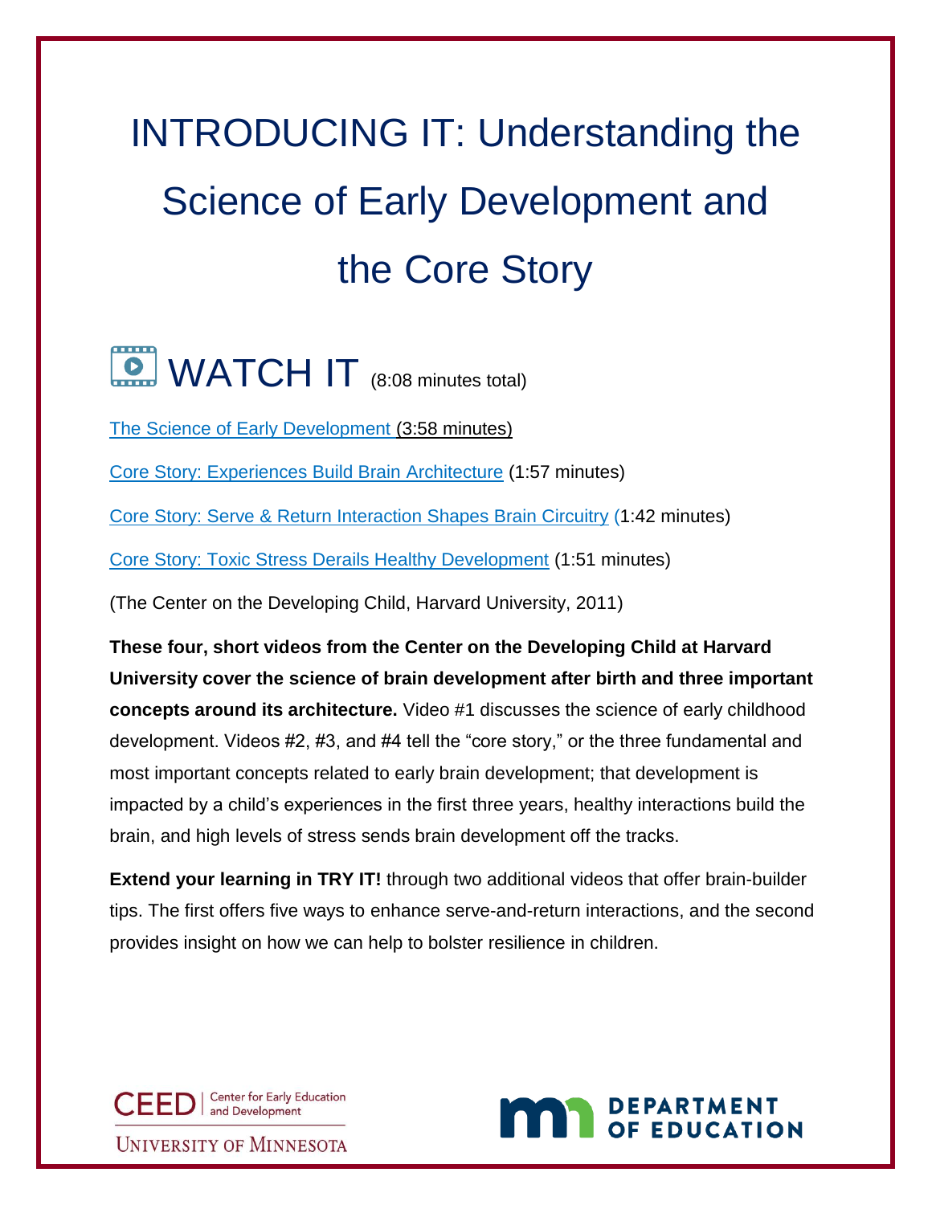# INTRODUCING IT: Understanding the Science of Early Development and the Core Story

## WATCH IT (8:08 minutes total)

The Science of Early Development (3:58 minutes)

Core Story: Experiences Build Brain Architecture (1:57 minutes)

Core Story: Serve & Return Interaction Shapes Brain Circuitry (1:42 minutes)

Core Story: Toxic Stress Derails Healthy Development (1:51 minutes)

(The Center on the Developing Child, Harvard University, 2011)

**These four, short videos from the Center on the Developing Child at Harvard University cover the science of brain development after birth and three important concepts around its architecture.** Video #1 discusses the science of early childhood development. Videos #2, #3, and #4 tell the "core story," or the three fundamental and most important concepts related to early brain development; that development is impacted by a child's experiences in the first three years, healthy interactions build the brain, and high levels of stress sends brain development off the tracks.

**Extend your learning in TRY IT!** through two additional videos that offer brain-builder tips. The first offers five ways to enhance serve-and-return interactions, and the second provides insight on how we can help to bolster resilience in children.

CEED | Center for Early Education and Development
UNIVERSITY OF MINNESOTA

DEPARTMENT OF EDUCATION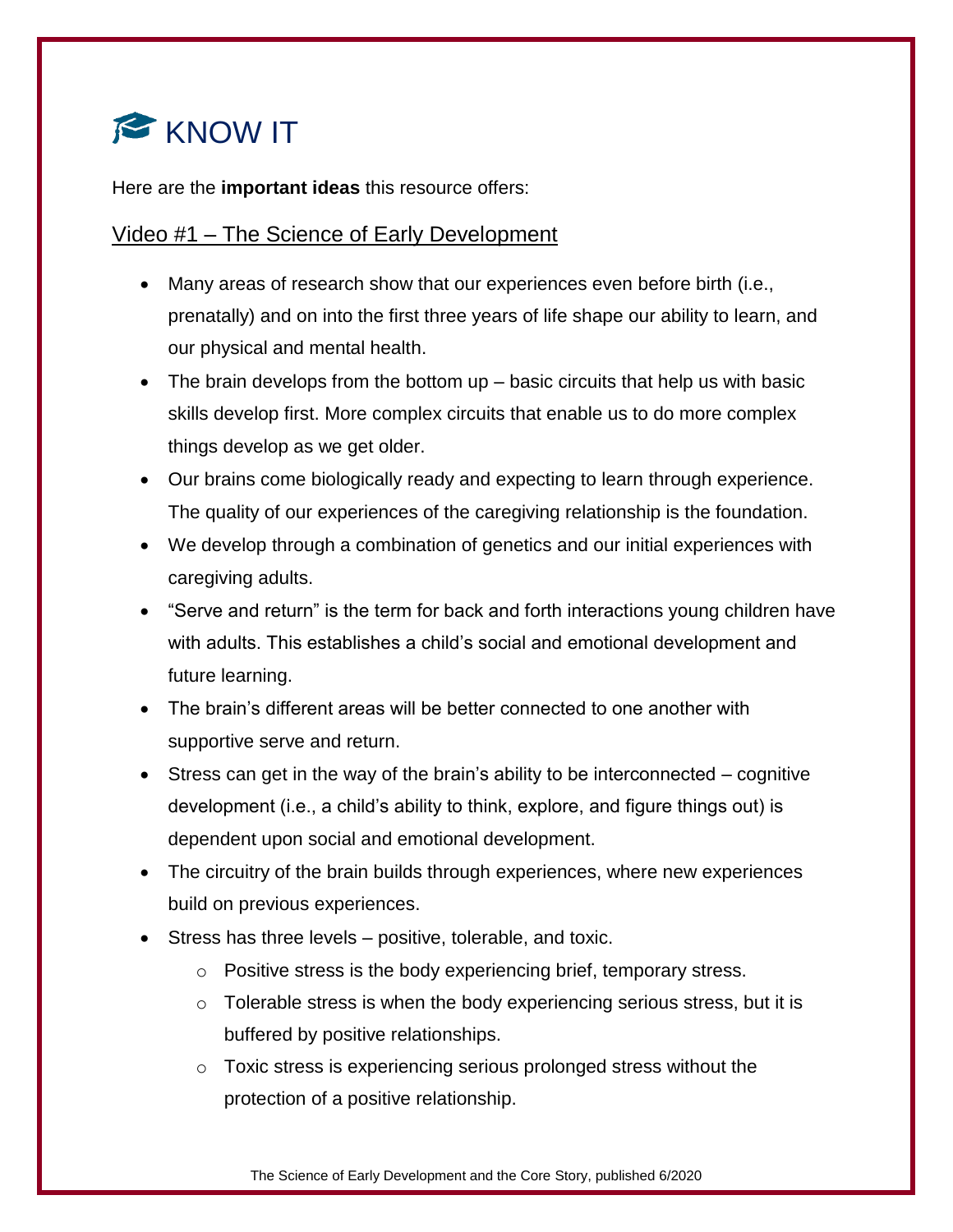# KNOW IT

Here are the **important ideas** this resource offers:

## Video #1 – The Science of Early Development

- Many areas of research show that our experiences even before birth (i.e., prenatally) and on into the first three years of life shape our ability to learn, and our physical and mental health.
- The brain develops from the bottom up – basic circuits that help us with basic skills develop first. More complex circuits that enable us to do more complex things develop as we get older.
- Our brains come biologically ready and expecting to learn through experience. The quality of our experiences of the caregiving relationship is the foundation.
- We develop through a combination of genetics and our initial experiences with caregiving adults.
- "Serve and return" is the term for back and forth interactions young children have with adults. This establishes a child's social and emotional development and future learning.
- The brain's different areas will be better connected to one another with supportive serve and return.
- Stress can get in the way of the brain's ability to be interconnected – cognitive development (i.e., a child's ability to think, explore, and figure things out) is dependent upon social and emotional development.
- The circuitry of the brain builds through experiences, where new experiences build on previous experiences.
- Stress has three levels – positive, tolerable, and toxic.
  - Positive stress is the body experiencing brief, temporary stress.
  - Tolerable stress is when the body experiencing serious stress, but it is buffered by positive relationships.
  - Toxic stress is experiencing serious prolonged stress without the protection of a positive relationship.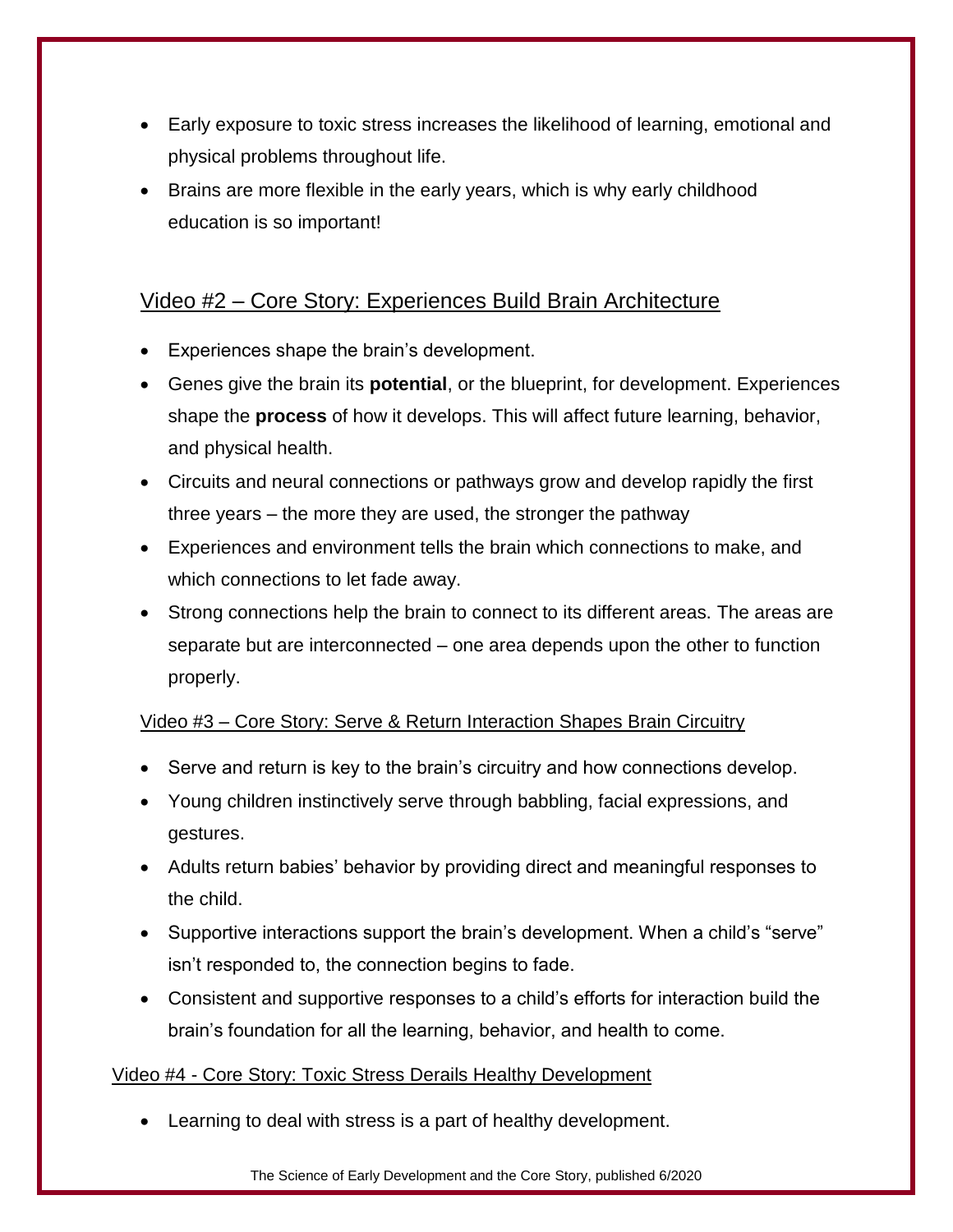- Early exposure to toxic stress increases the likelihood of learning, emotional and physical problems throughout life.
- Brains are more flexible in the early years, which is why early childhood education is so important!

## Video #2 – Core Story: Experiences Build Brain Architecture

- Experiences shape the brain's development.
- Genes give the brain its **potential**, or the blueprint, for development. Experiences shape the **process** of how it develops. This will affect future learning, behavior, and physical health.
- Circuits and neural connections or pathways grow and develop rapidly the first three years – the more they are used, the stronger the pathway
- Experiences and environment tells the brain which connections to make, and which connections to let fade away.
- Strong connections help the brain to connect to its different areas. The areas are separate but are interconnected – one area depends upon the other to function properly.

### Video #3 – Core Story: Serve & Return Interaction Shapes Brain Circuitry

- Serve and return is key to the brain's circuitry and how connections develop.
- Young children instinctively serve through babbling, facial expressions, and gestures.
- Adults return babies' behavior by providing direct and meaningful responses to the child.
- Supportive interactions support the brain's development. When a child's "serve" isn't responded to, the connection begins to fade.
- Consistent and supportive responses to a child's efforts for interaction build the brain's foundation for all the learning, behavior, and health to come.

### Video #4 - Core Story: Toxic Stress Derails Healthy Development

- Learning to deal with stress is a part of healthy development.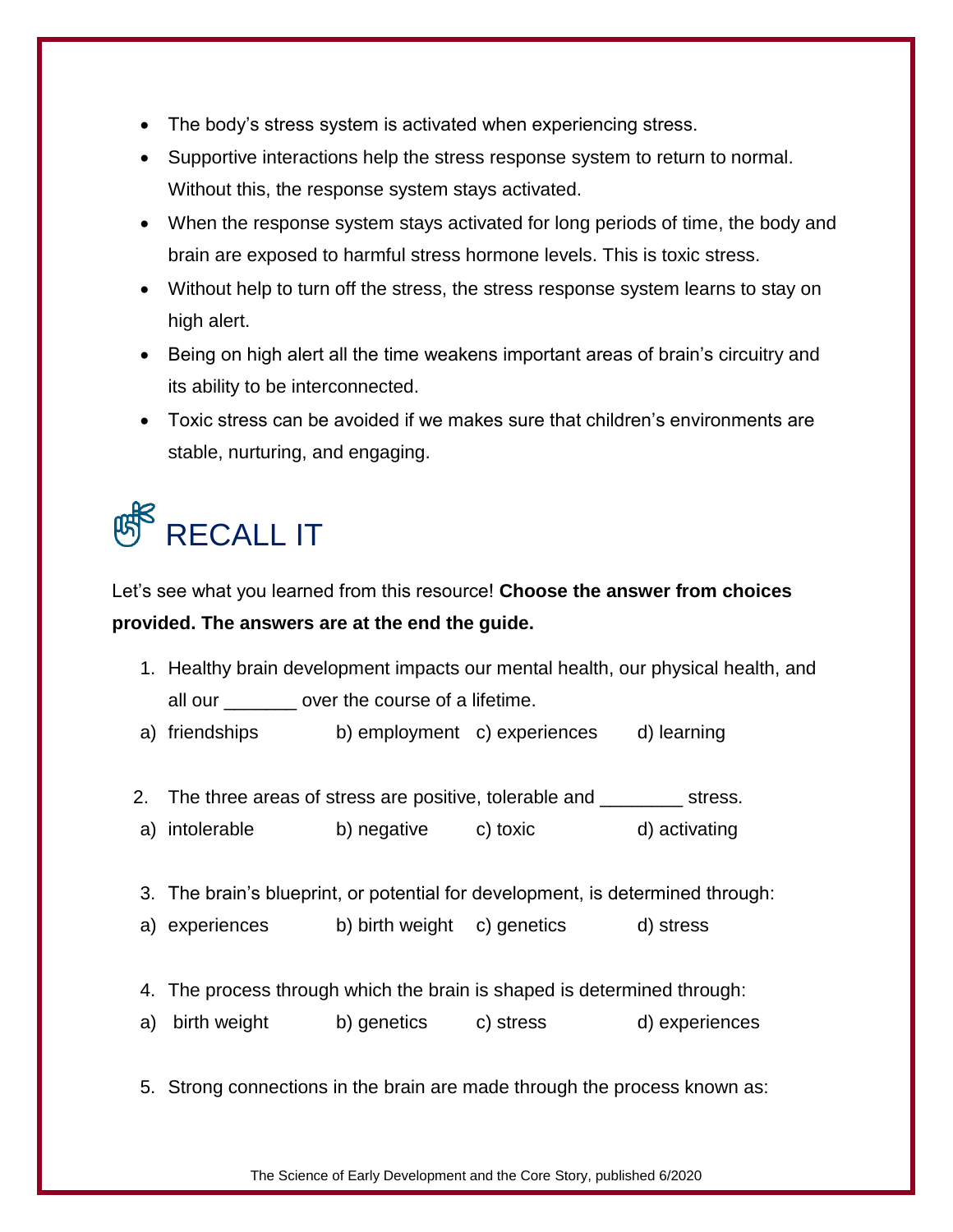- The body's stress system is activated when experiencing stress.
- Supportive interactions help the stress response system to return to normal. Without this, the response system stays activated.
- When the response system stays activated for long periods of time, the body and brain are exposed to harmful stress hormone levels. This is toxic stress.
- Without help to turn off the stress, the stress response system learns to stay on high alert.
- Being on high alert all the time weakens important areas of brain's circuitry and its ability to be interconnected.
- Toxic stress can be avoided if we makes sure that children's environments are stable, nurturing, and engaging.

## RECALL IT

Let's see what you learned from this resource! **Choose the answer from choices provided. The answers are at the end the guide.**

1. Healthy brain development impacts our mental health, our physical health, and all our _______ over the course of a lifetime.

a) friendships  b) employment  c) experiences  d) learning

2. The three areas of stress are positive, tolerable and ________ stress.

a) intolerable  b) negative  c) toxic  d) activating

3. The brain's blueprint, or potential for development, is determined through:

a) experiences  b) birth weight  c) genetics  d) stress

4. The process through which the brain is shaped is determined through:

a) birth weight  b) genetics  c) stress  d) experiences

5. Strong connections in the brain are made through the process known as: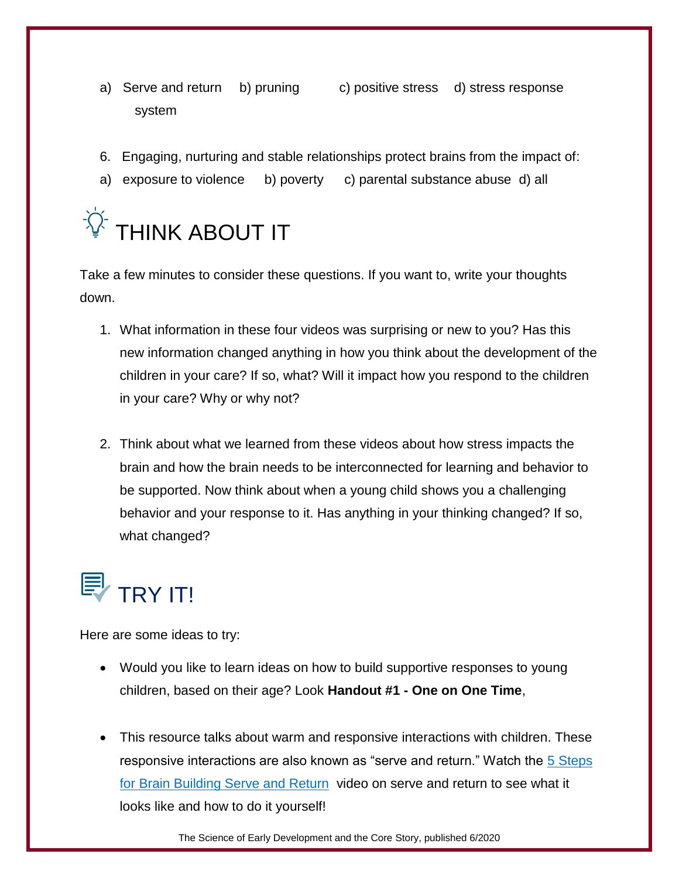a) Serve and return b) pruning c) positive stress d) stress response system

6. Engaging, nurturing and stable relationships protect brains from the impact of:

a) exposure to violence b) poverty c) parental substance abuse d) all

## THINK ABOUT IT

Take a few minutes to consider these questions. If you want to, write your thoughts down.

1. What information in these four videos was surprising or new to you? Has this new information changed anything in how you think about the development of the children in your care? If so, what? Will it impact how you respond to the children in your care? Why or why not?

2. Think about what we learned from these videos about how stress impacts the brain and how the brain needs to be interconnected for learning and behavior to be supported. Now think about when a young child shows you a challenging behavior and your response to it. Has anything in your thinking changed? If so, what changed?

## TRY IT!

Here are some ideas to try:

- Would you like to learn ideas on how to build supportive responses to young children, based on their age? Look **Handout #1 - One on One Time**,

- This resource talks about warm and responsive interactions with children. These responsive interactions are also known as “serve and return.” Watch the 5 Steps for Brain Building Serve and Return video on serve and return to see what it looks like and how to do it yourself!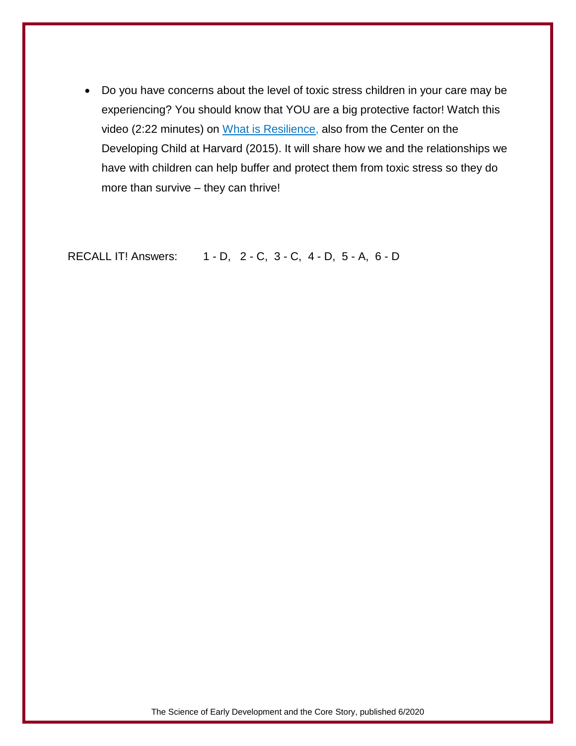- Do you have concerns about the level of toxic stress children in your care may be experiencing? You should know that YOU are a big protective factor! Watch this video (2:22 minutes) on What is Resilience, also from the Center on the Developing Child at Harvard (2015). It will share how we and the relationships we have with children can help buffer and protect them from toxic stress so they do more than survive – they can thrive!

RECALL IT! Answers: 1 - D, 2 - C, 3 - C, 4 - D, 5 - A, 6 - D